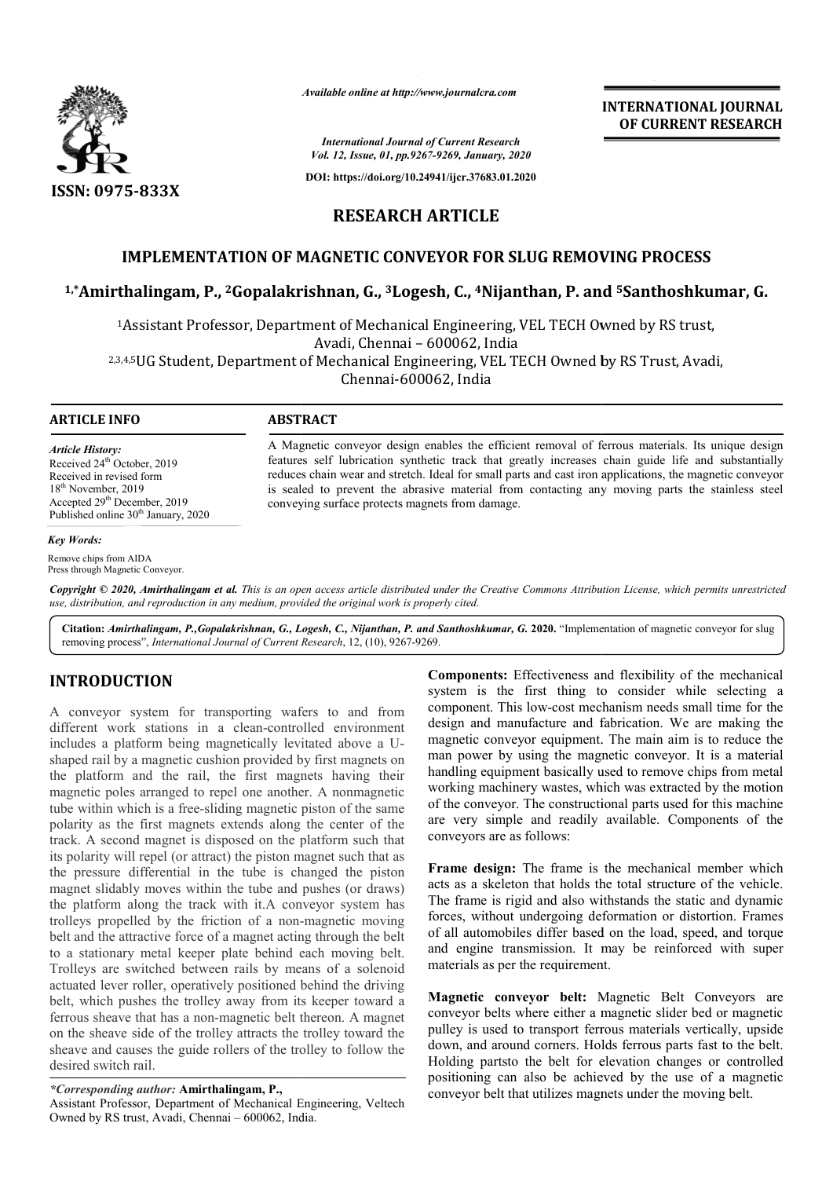# RESEARCH ARTICLE

## IMPLEMENTATION OF MAGNETIC CONVEYOR FOR SLUG REMOVING PROCESS

**[1,*]Amirthalingam, P., [2]Gopalakrishnan, G., [3]Logesh, C., [4]Nijanthan, P. and [5]Santhoshkumar, G.**

[1]Assistant Professor, Department of Mechanical Engineering, VEL TECH Owned by RS trust, Avadi, Chennai – 600062, India

[2,3,4,5]UG Student, Department of Mechanical Engineering, VEL TECH Owned by RS Trust, Avadi, Chennai-600062, India

### ARTICLE INFO

*Article History:*
Received 24th October, 2019
Received in revised form
18th November, 2019
Accepted 29th December, 2019
Published online 30th January, 2020

*Key Words:*
Remove chips from AIDA
Press through Magnetic Conveyor.

### ABSTRACT

A Magnetic conveyor design enables the efficient removal of ferrous materials. Its unique design features self lubrication synthetic track that greatly increases chain guide life and substantially reduces chain wear and stretch. Ideal for small parts and cast iron applications, the magnetic conveyor is sealed to prevent the abrasive material from contacting any moving parts the stainless steel conveying surface protects magnets from damage.

*Copyright © 2020, Amirthalingam et al. This is an open access article distributed under the Creative Commons Attribution License, which permits unrestricted use, distribution, and reproduction in any medium, provided the original work is properly cited.*

**Citation:** *Amirthalingam, P.,Gopalakrishnan, G., Logesh, C., Nijanthan, P. and Santhoshkumar, G.* **2020.** "Implementation of magnetic conveyor for slug removing process", *International Journal of Current Research*, 12, (10), 9267-9269.

## INTRODUCTION

A conveyor system for transporting wafers to and from different work stations in a clean-controlled environment includes a platform being magnetically levitated above a U-shaped rail by a magnetic cushion provided by first magnets on the platform and the rail, the first magnets having their magnetic poles arranged to repel one another. A nonmagnetic tube within which is a free-sliding magnetic piston of the same polarity as the first magnets extends along the center of the track. A second magnet is disposed on the platform such that its polarity will repel (or attract) the piston magnet such that as the pressure differential in the tube is changed the piston magnet slidably moves within the tube and pushes (or draws) the platform along the track with it.A conveyor system has trolleys propelled by the friction of a non-magnetic moving belt and the attractive force of a magnet acting through the belt to a stationary metal keeper plate behind each moving belt. Trolleys are switched between rails by means of a solenoid actuated lever roller, operatively positioned behind the driving belt, which pushes the trolley away from its keeper toward a ferrous sheave that has a non-magnetic belt thereon. A magnet on the sheave side of the trolley attracts the trolley toward the sheave and causes the guide rollers of the trolley to follow the desired switch rail.

*\*Corresponding author:* **Amirthalingam, P.,**
Assistant Professor, Department of Mechanical Engineering, Veltech Owned by RS trust, Avadi, Chennai – 600062, India.

**Components:** Effectiveness and flexibility of the mechanical system is the first thing to consider while selecting a component. This low-cost mechanism needs small time for the design and manufacture and fabrication. We are making the magnetic conveyor equipment. The main aim is to reduce the man power by using the magnetic conveyor. It is a material handling equipment basically used to remove chips from metal working machinery wastes, which was extracted by the motion of the conveyor. The constructional parts used for this machine are very simple and readily available. Components of the conveyors are as follows:

**Frame design:** The frame is the mechanical member which acts as a skeleton that holds the total structure of the vehicle. The frame is rigid and also withstands the static and dynamic forces, without undergoing deformation or distortion. Frames of all automobiles differ based on the load, speed, and torque and engine transmission. It may be reinforced with super materials as per the requirement.

**Magnetic conveyor belt:** Magnetic Belt Conveyors are conveyor belts where either a magnetic slider bed or magnetic pulley is used to transport ferrous materials vertically, upside down, and around corners. Holds ferrous parts fast to the belt. Holding partsto the belt for elevation changes or controlled positioning can also be achieved by the use of a magnetic conveyor belt that utilizes magnets under the moving belt.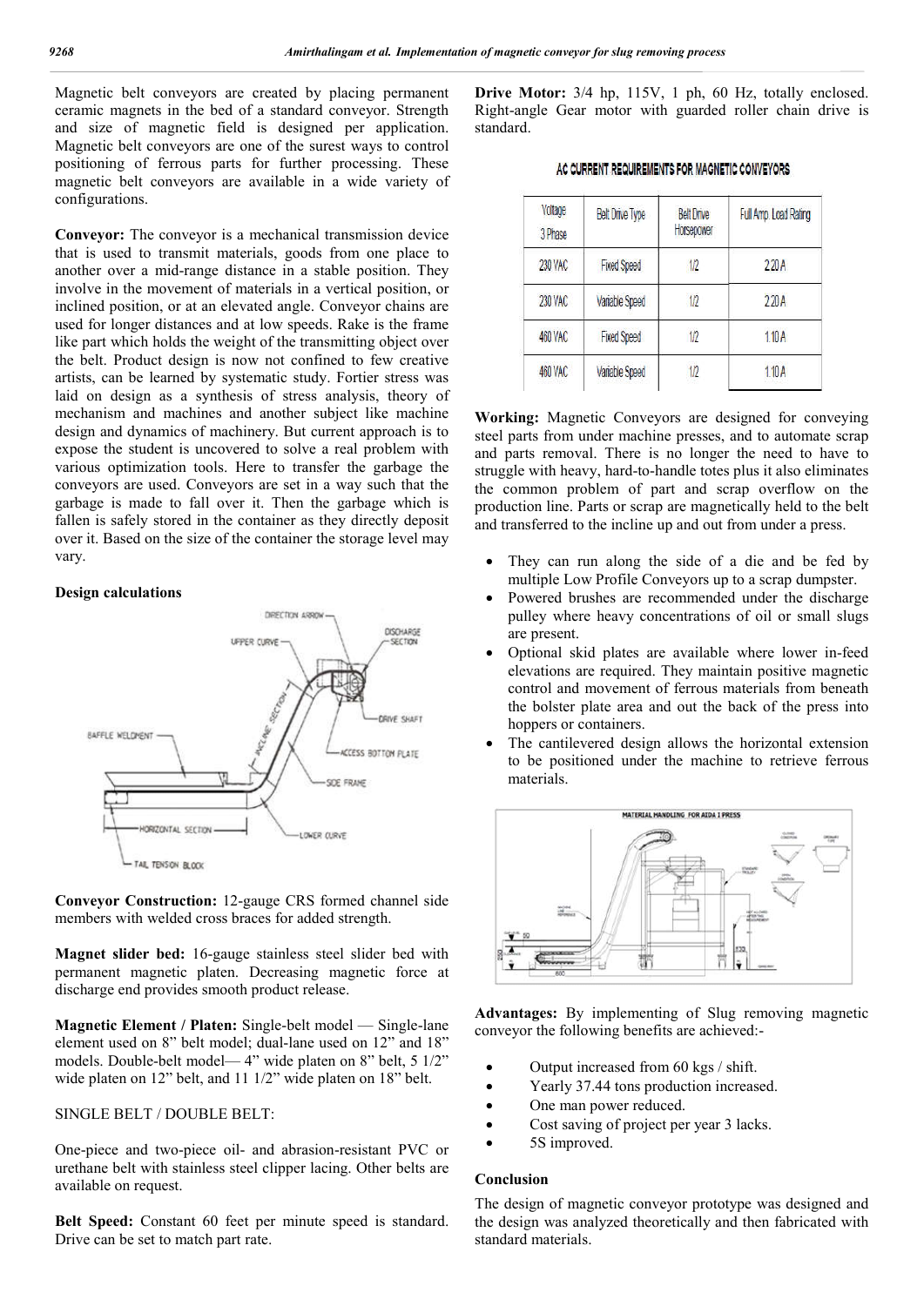Magnetic belt conveyors are created by placing permanent ceramic magnets in the bed of a standard conveyor. Strength and size of magnetic field is designed per application. Magnetic belt conveyors are one of the surest ways to control positioning of ferrous parts for further processing. These magnetic belt conveyors are available in a wide variety of configurations.

**Conveyor:** The conveyor is a mechanical transmission device that is used to transmit materials, goods from one place to another over a mid-range distance in a stable position. They involve in the movement of materials in a vertical position, or inclined position, or at an elevated angle. Conveyor chains are used for longer distances and at low speeds. Rake is the frame like part which holds the weight of the transmitting object over the belt. Product design is now not confined to few creative artists, can be learned by systematic study. Fortier stress was laid on design as a synthesis of stress analysis, theory of mechanism and machines and another subject like machine design and dynamics of machinery. But current approach is to expose the student is uncovered to solve a real problem with various optimization tools. Here to transfer the garbage the conveyors are used. Conveyors are set in a way such that the garbage is made to fall over it. Then the garbage which is fallen is safely stored in the container as they directly deposit over it. Based on the size of the container the storage level may vary.

### Design calculations

**Conveyor Construction:** 12-gauge CRS formed channel side members with welded cross braces for added strength.

**Magnet slider bed:** 16-gauge stainless steel slider bed with permanent magnetic platen. Decreasing magnetic force at discharge end provides smooth product release.

**Magnetic Element / Platen:** Single-belt model — Single-lane element used on 8" belt model; dual-lane used on 12" and 18" models. Double-belt model— 4" wide platen on 8" belt, 5 1/2" wide platen on 12" belt, and 11 1/2" wide platen on 18" belt.

SINGLE BELT / DOUBLE BELT:

One-piece and two-piece oil- and abrasion-resistant PVC or urethane belt with stainless steel clipper lacing. Other belts are available on request.

**Belt Speed:** Constant 60 feet per minute speed is standard. Drive can be set to match part rate.

**Drive Motor:** 3/4 hp, 115V, 1 ph, 60 Hz, totally enclosed. Right-angle Gear motor with guarded roller chain drive is standard.

AC CURRENT REQUIREMENTS FOR MAGNETIC CONVEYORS

| Voltage 3 Phase | Belt Drive Type | Belt Drive Horsepower | Full Amp. Load Rating |
|---|---|---|---|
| 230 VAC | Fixed Speed | 1/2 | 2.20 A |
| 230 VAC | Variable Speed | 1/2 | 2.20 A |
| 460 VAC | Fixed Speed | 1/2 | 1.10 A |
| 460 VAC | Variable Speed | 1/2 | 1.10 A |

**Working:** Magnetic Conveyors are designed for conveying steel parts from under machine presses, and to automate scrap and parts removal. There is no longer the need to have to struggle with heavy, hard-to-handle totes plus it also eliminates the common problem of part and scrap overflow on the production line. Parts or scrap are magnetically held to the belt and transferred to the incline up and out from under a press.

- They can run along the side of a die and be fed by multiple Low Profile Conveyors up to a scrap dumpster.
- Powered brushes are recommended under the discharge pulley where heavy concentrations of oil or small slugs are present.
- Optional skid plates are available where lower in-feed elevations are required. They maintain positive magnetic control and movement of ferrous materials from beneath the bolster plate area and out the back of the press into hoppers or containers.
- The cantilevered design allows the horizontal extension to be positioned under the machine to retrieve ferrous materials.

**Advantages:** By implementing of Slug removing magnetic conveyor the following benefits are achieved:-

- Output increased from 60 kgs / shift.
- Yearly 37.44 tons production increased.
- One man power reduced.
- Cost saving of project per year 3 lacks.
- 5S improved.

### Conclusion

The design of magnetic conveyor prototype was designed and the design was analyzed theoretically and then fabricated with standard materials.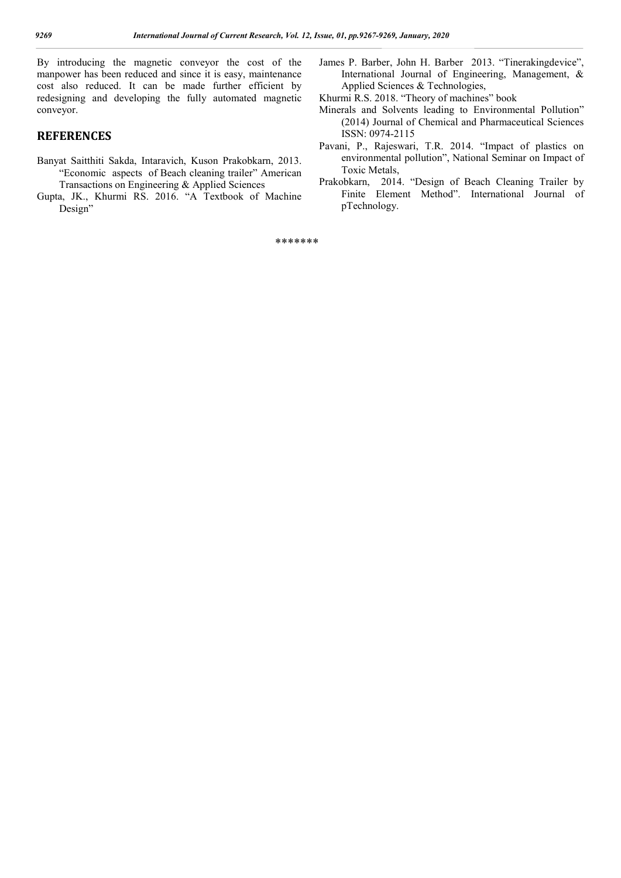By introducing the magnetic conveyor the cost of the manpower has been reduced and since it is easy, maintenance cost also reduced. It can be made further efficient by redesigning and developing the fully automated magnetic conveyor.

## REFERENCES

Banyat Saitthiti Sakda, Intaravich, Kuson Prakobkarn, 2013. "Economic aspects of Beach cleaning trailer" American Transactions on Engineering & Applied Sciences

Gupta, JK., Khurmi RS. 2016. "A Textbook of Machine Design"

James P. Barber, John H. Barber 2013. "Tinerakingdevice", International Journal of Engineering, Management, & Applied Sciences & Technologies,

Khurmi R.S. 2018. "Theory of machines" book

Minerals and Solvents leading to Environmental Pollution" (2014) Journal of Chemical and Pharmaceutical Sciences ISSN: 0974-2115

Pavani, P., Rajeswari, T.R. 2014. "Impact of plastics on environmental pollution", National Seminar on Impact of Toxic Metals,

Prakobkarn, 2014. "Design of Beach Cleaning Trailer by Finite Element Method". International Journal of pTechnology.

*******